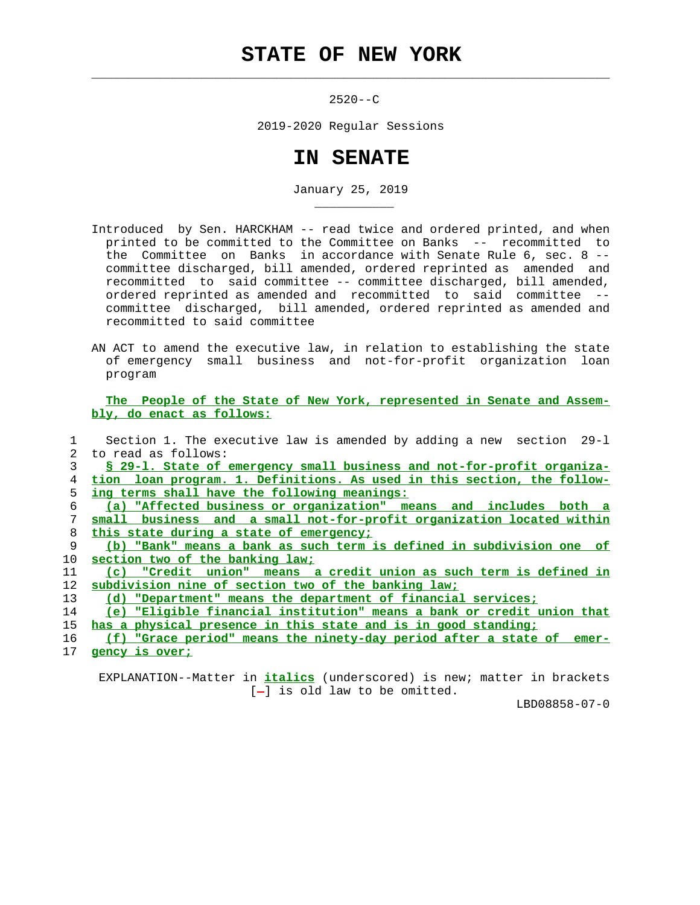# STATE OF NEW YORK

2520--C

2019-2020 Regular Sessions

# IN SENATE

January 25, 2019

Introduced by Sen. HARCKHAM -- read twice and ordered printed, and when printed to be committed to the Committee on Banks -- recommitted to the Committee on Banks in accordance with Senate Rule 6, sec. 8 -- committee discharged, bill amended, ordered reprinted as amended and recommitted to said committee -- committee discharged, bill amended, ordered reprinted as amended and recommitted to said committee -- committee discharged, bill amended, ordered reprinted as amended and recommitted to said committee

AN ACT to amend the executive law, in relation to establishing the state of emergency small business and not-for-profit organization loan program

**The People of the State of New York, represented in Senate and Assembly, do enact as follows:**

1 Section 1. The executive law is amended by adding a new section 29-l
2 to read as follows:
3 **§ 29-l. State of emergency small business and not-for-profit organiza-**
4 **tion loan program. 1. Definitions. As used in this section, the follow-**
5 **ing terms shall have the following meanings:**
6 **(a) "Affected business or organization" means and includes both a**
7 **small business and a small not-for-profit organization located within**
8 **this state during a state of emergency;**
9 **(b) "Bank" means a bank as such term is defined in subdivision one of**
10 **section two of the banking law;**
11 **(c) "Credit union" means a credit union as such term is defined in**
12 **subdivision nine of section two of the banking law;**
13 **(d) "Department" means the department of financial services;**
14 **(e) "Eligible financial institution" means a bank or credit union that**
15 **has a physical presence in this state and is in good standing;**
16 **(f) "Grace period" means the ninety-day period after a state of emer-**
17 **gency is over;**

EXPLANATION--Matter in ***italics*** (underscored) is new; matter in brackets [-] is old law to be omitted.

LBD08858-07-0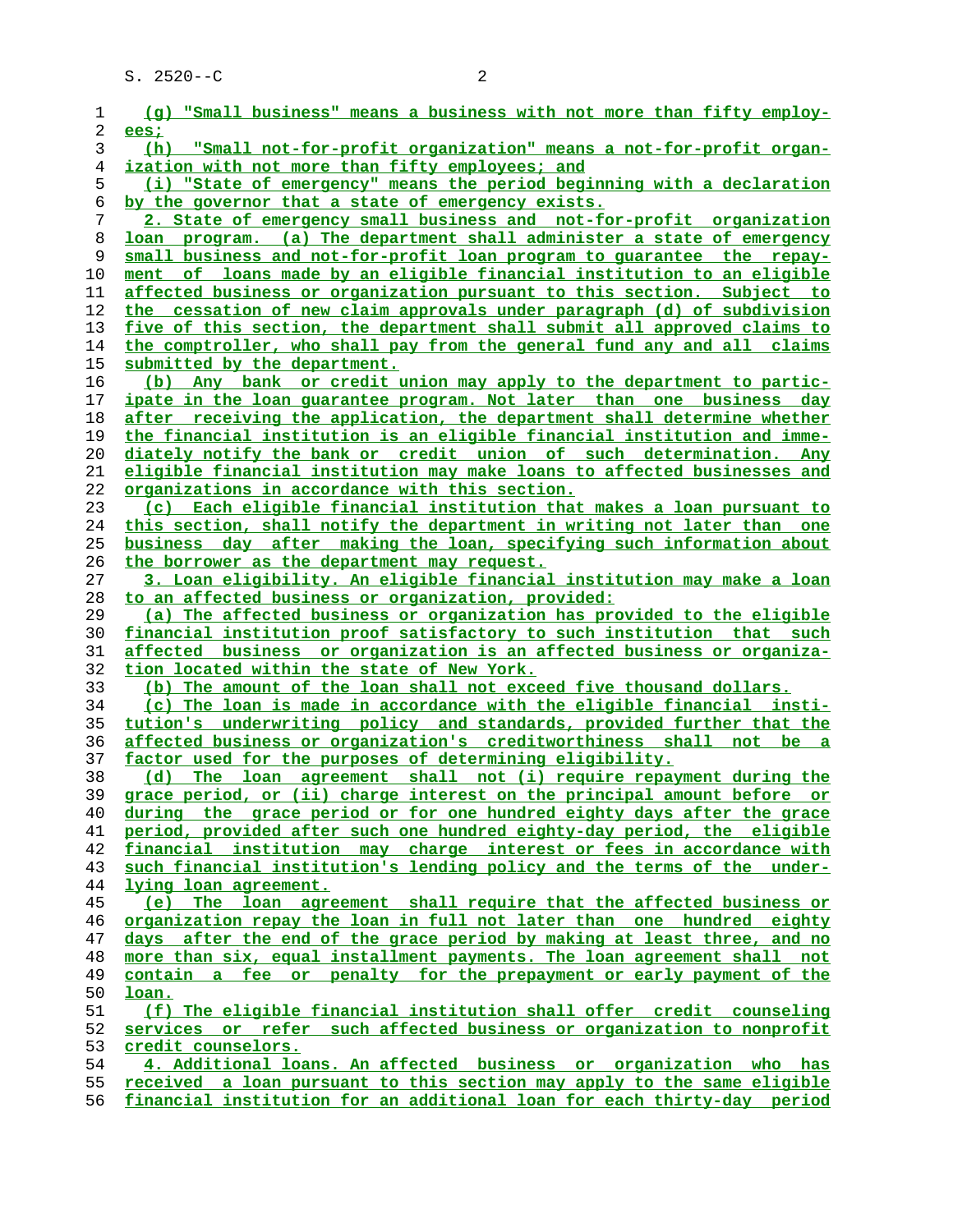(g) "Small business" means a business with not more than fifty employees;

(h) "Small not-for-profit organization" means a not-for-profit organization with not more than fifty employees; and

(i) "State of emergency" means the period beginning with a declaration by the governor that a state of emergency exists.

2. State of emergency small business and not-for-profit organization loan program. (a) The department shall administer a state of emergency small business and not-for-profit loan program to guarantee the repayment of loans made by an eligible financial institution to an eligible affected business or organization pursuant to this section. Subject to the cessation of new claim approvals under paragraph (d) of subdivision five of this section, the department shall submit all approved claims to the comptroller, who shall pay from the general fund any and all claims submitted by the department.

(b) Any bank or credit union may apply to the department to participate in the loan guarantee program. Not later than one business day after receiving the application, the department shall determine whether the financial institution is an eligible financial institution and immediately notify the bank or credit union of such determination. Any eligible financial institution may make loans to affected businesses and organizations in accordance with this section.

(c) Each eligible financial institution that makes a loan pursuant to this section, shall notify the department in writing not later than one business day after making the loan, specifying such information about the borrower as the department may request.

3. Loan eligibility. An eligible financial institution may make a loan to an affected business or organization, provided:

(a) The affected business or organization has provided to the eligible financial institution proof satisfactory to such institution that such affected business or organization is an affected business or organization located within the state of New York.

(b) The amount of the loan shall not exceed five thousand dollars.

(c) The loan is made in accordance with the eligible financial institution's underwriting policy and standards, provided further that the affected business or organization's creditworthiness shall not be a factor used for the purposes of determining eligibility.

(d) The loan agreement shall not (i) require repayment during the grace period, or (ii) charge interest on the principal amount before or during the grace period or for one hundred eighty days after the grace period, provided after such one hundred eighty-day period, the eligible financial institution may charge interest or fees in accordance with such financial institution's lending policy and the terms of the underlying loan agreement.

(e) The loan agreement shall require that the affected business or organization repay the loan in full not later than one hundred eighty days after the end of the grace period by making at least three, and no more than six, equal installment payments. The loan agreement shall not contain a fee or penalty for the prepayment or early payment of the loan.

(f) The eligible financial institution shall offer credit counseling services or refer such affected business or organization to nonprofit credit counselors.

4. Additional loans. An affected business or organization who has received a loan pursuant to this section may apply to the same eligible financial institution for an additional loan for each thirty-day period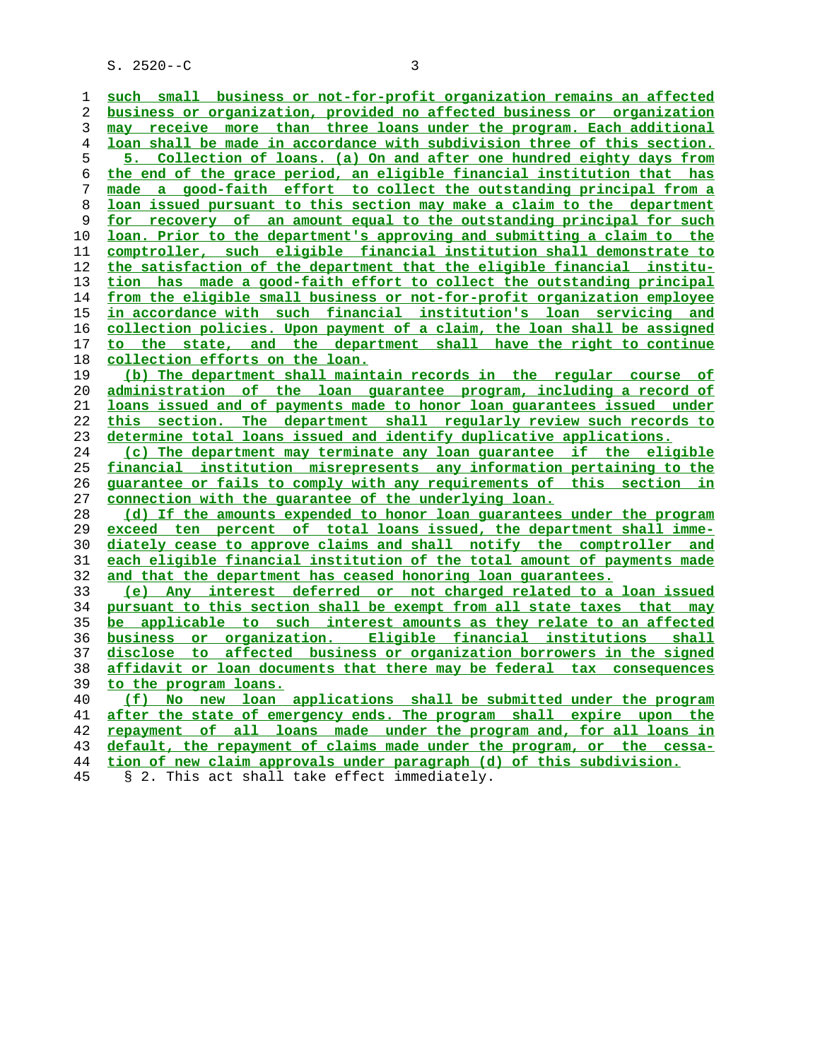such small business or not-for-profit organization remains an affected business or organization, provided no affected business or organization may receive more than three loans under the program. Each additional loan shall be made in accordance with subdivision three of this section.

5. Collection of loans. (a) On and after one hundred eighty days from the end of the grace period, an eligible financial institution that has made a good-faith effort to collect the outstanding principal from a loan issued pursuant to this section may make a claim to the department for recovery of an amount equal to the outstanding principal for such loan. Prior to the department's approving and submitting a claim to the comptroller, such eligible financial institution shall demonstrate to the satisfaction of the department that the eligible financial institution has made a good-faith effort to collect the outstanding principal from the eligible small business or not-for-profit organization employee in accordance with such financial institution's loan servicing and collection policies. Upon payment of a claim, the loan shall be assigned to the state, and the department shall have the right to continue collection efforts on the loan.

(b) The department shall maintain records in the regular course of administration of the loan guarantee program, including a record of loans issued and of payments made to honor loan guarantees issued under this section. The department shall regularly review such records to determine total loans issued and identify duplicative applications.

(c) The department may terminate any loan guarantee if the eligible financial institution misrepresents any information pertaining to the guarantee or fails to comply with any requirements of this section in connection with the guarantee of the underlying loan.

(d) If the amounts expended to honor loan guarantees under the program exceed ten percent of total loans issued, the department shall immediately cease to approve claims and shall notify the comptroller and each eligible financial institution of the total amount of payments made and that the department has ceased honoring loan guarantees.

(e) Any interest deferred or not charged related to a loan issued pursuant to this section shall be exempt from all state taxes that may be applicable to such interest amounts as they relate to an affected business or organization. Eligible financial institutions shall disclose to affected business or organization borrowers in the signed affidavit or loan documents that there may be federal tax consequences to the program loans.

(f) No new loan applications shall be submitted under the program after the state of emergency ends. The program shall expire upon the repayment of all loans made under the program and, for all loans in default, the repayment of claims made under the program, or the cessation of new claim approvals under paragraph (d) of this subdivision.

§ 2. This act shall take effect immediately.